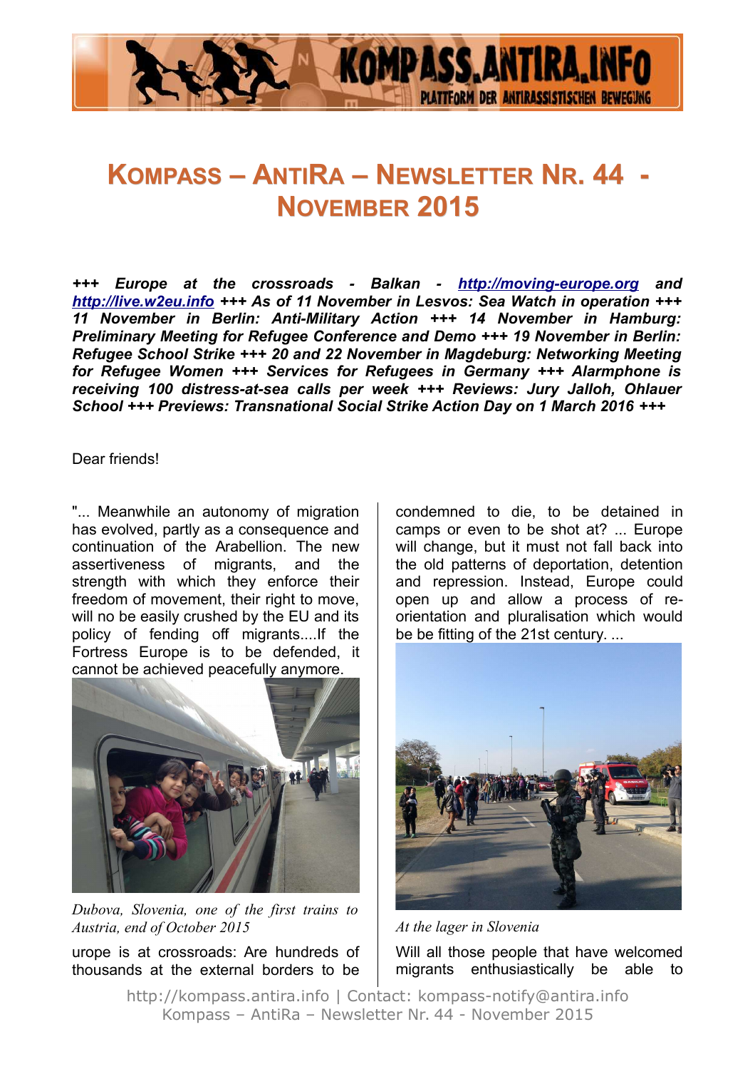# Kompass – AntiRa – Newsletter Nr. 44 - November 2015

***+++ Europe at the crossroads - Balkan - [http://moving-europe.org](http://moving-europe.org) and [http://live.w2eu.info](http://live.w2eu.info) +++ As of 11 November in Lesvos: Sea Watch in operation +++ 11 November in Berlin: Anti-Military Action +++ 14 November in Hamburg: Preliminary Meeting for Refugee Conference and Demo +++ 19 November in Berlin: Refugee School Strike +++ 20 and 22 November in Magdeburg: Networking Meeting for Refugee Women +++ Services for Refugees in Germany +++ Alarmphone is receiving 100 distress-at-sea calls per week +++ Reviews: Jury Jalloh, Ohlauer School +++ Previews: Transnational Social Strike Action Day on 1 March 2016 +++***

Dear friends!

"... Meanwhile an autonomy of migration has evolved, partly as a consequence and continuation of the Arabellion. The new assertiveness of migrants, and the strength with which they enforce their freedom of movement, their right to move, will no be easily crushed by the EU and its policy of fending off migrants....If the Fortress Europe is to be defended, it cannot be achieved peacefully anymore.

*Dubova, Slovenia, one of the first trains to Austria, end of October 2015*

urope is at crossroads: Are hundreds of thousands at the external borders to be condemned to die, to be detained in camps or even to be shot at? ... Europe will change, but it must not fall back into the old patterns of deportation, detention and repression. Instead, Europe could open up and allow a process of re-orientation and pluralisation which would be be fitting of the 21st century. ...

*At the lager in Slovenia*

Will all those people that have welcomed migrants enthusiastically be able to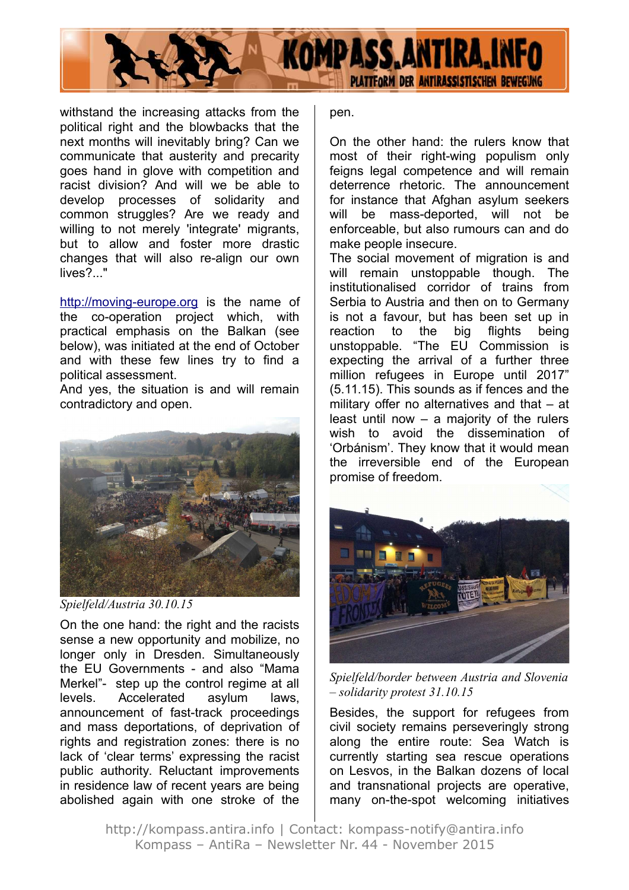withstand the increasing attacks from the political right and the blowbacks that the next months will inevitably bring? Can we communicate that austerity and precarity goes hand in glove with competition and racist division? And will we be able to develop processes of solidarity and common struggles? Are we ready and willing to not merely 'integrate' migrants, but to allow and foster more drastic changes that will also re-align our own lives?..."

http://moving-europe.org is the name of the co-operation project which, with practical emphasis on the Balkan (see below), was initiated at the end of October and with these few lines try to find a political assessment.

And yes, the situation is and will remain contradictory and open.

*Spielfeld/Austria 30.10.15*

On the one hand: the right and the racists sense a new opportunity and mobilize, no longer only in Dresden. Simultaneously the EU Governments - and also “Mama Merkel”- step up the control regime at all levels. Accelerated asylum laws, announcement of fast-track proceedings and mass deportations, of deprivation of rights and registration zones: there is no lack of ‘clear terms’ expressing the racist public authority. Reluctant improvements in residence law of recent years are being abolished again with one stroke of the pen.

On the other hand: the rulers know that most of their right-wing populism only feigns legal competence and will remain deterrence rhetoric. The announcement for instance that Afghan asylum seekers will be mass-deported, will not be enforceable, but also rumours can and do make people insecure.

The social movement of migration is and will remain unstoppable though. The institutionalised corridor of trains from Serbia to Austria and then on to Germany is not a favour, but has been set up in reaction to the big flights being unstoppable. “The EU Commission is expecting the arrival of a further three million refugees in Europe until 2017” (5.11.15). This sounds as if fences and the military offer no alternatives and that – at least until now – a majority of the rulers wish to avoid the dissemination of ‘Orbánism’. They know that it would mean the irreversible end of the European promise of freedom.

*Spielfeld/border between Austria and Slovenia – solidarity protest 31.10.15*

Besides, the support for refugees from civil society remains perseveringly strong along the entire route: Sea Watch is currently starting sea rescue operations on Lesvos, in the Balkan dozens of local and transnational projects are operative, many on-the-spot welcoming initiatives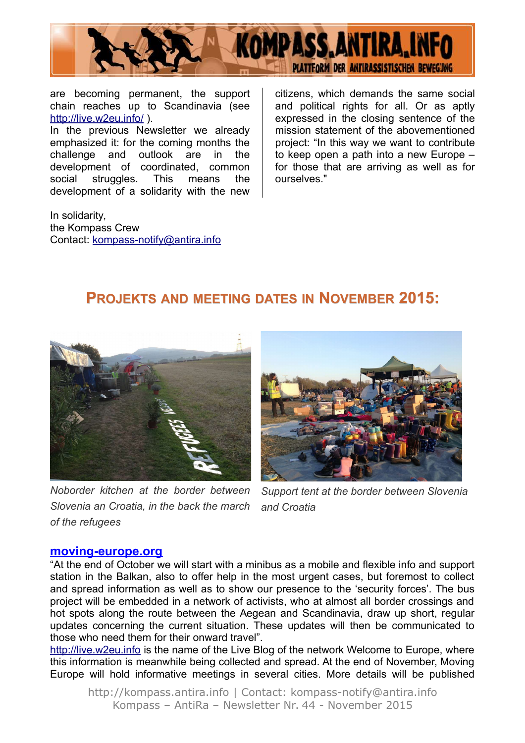are becoming permanent, the support chain reaches up to Scandinavia (see http://live.w2eu.info/ ).

In the previous Newsletter we already emphasized it: for the coming months the challenge and outlook are in the development of coordinated, common social struggles. This means the development of a solidarity with the new citizens, which demands the same social and political rights for all. Or as aptly expressed in the closing sentence of the mission statement of the abovementioned project: "In this way we want to contribute to keep open a path into a new Europe – for those that are arriving as well as for ourselves."

In solidarity,
the Kompass Crew
Contact: kompass-notify@antira.info

## Projekts and meeting dates in November 2015:

*Noborder kitchen at the border between Slovenia an Croatia, in the back the march of the refugees*

*Support tent at the border between Slovenia and Croatia*

### moving-europe.org

"At the end of October we will start with a minibus as a mobile and flexible info and support station in the Balkan, also to offer help in the most urgent cases, but foremost to collect and spread information as well as to show our presence to the 'security forces'. The bus project will be embedded in a network of activists, who at almost all border crossings and hot spots along the route between the Aegean and Scandinavia, draw up short, regular updates concerning the current situation. These updates will then be communicated to those who need them for their onward travel".

http://live.w2eu.info is the name of the Live Blog of the network Welcome to Europe, where this information is meanwhile being collected and spread. At the end of November, Moving Europe will hold informative meetings in several cities. More details will be published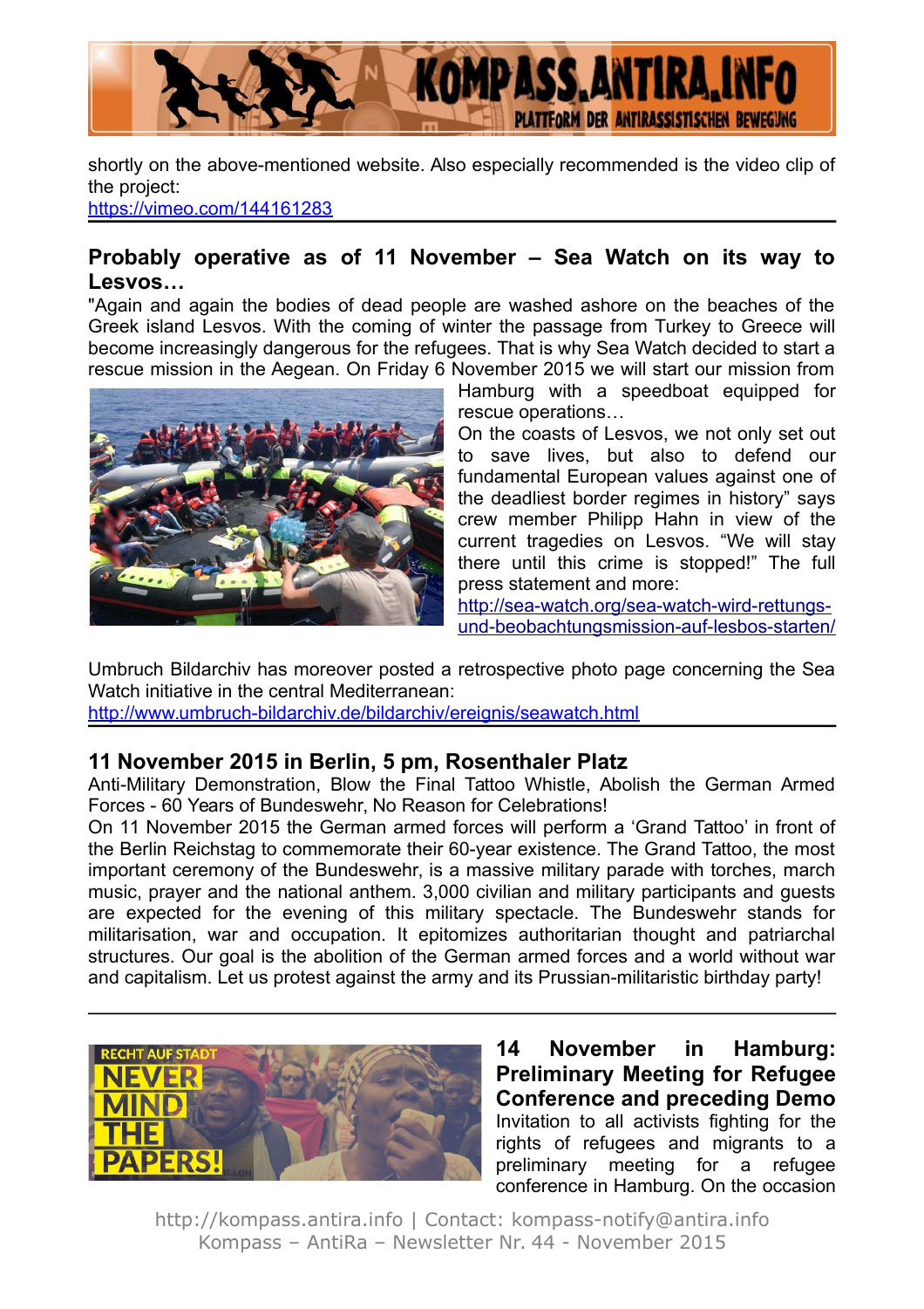shortly on the above-mentioned website. Also especially recommended is the video clip of the project:
https://vimeo.com/144161283

## Probably operative as of 11 November – Sea Watch on its way to Lesvos…

"Again and again the bodies of dead people are washed ashore on the beaches of the Greek island Lesvos. With the coming of winter the passage from Turkey to Greece will become increasingly dangerous for the refugees. That is why Sea Watch decided to start a rescue mission in the Aegean. On Friday 6 November 2015 we will start our mission from Hamburg with a speedboat equipped for rescue operations…

On the coasts of Lesvos, we not only set out to save lives, but also to defend our fundamental European values against one of the deadliest border regimes in history" says crew member Philipp Hahn in view of the current tragedies on Lesvos. "We will stay there until this crime is stopped!" The full press statement and more:
http://sea-watch.org/sea-watch-wird-rettungs-und-beobachtungsmission-auf-lesbos-starten/

Umbruch Bildarchiv has moreover posted a retrospective photo page concerning the Sea Watch initiative in the central Mediterranean:
http://www.umbruch-bildarchiv.de/bildarchiv/ereignis/seawatch.html

## 11 November 2015 in Berlin, 5 pm, Rosenthaler Platz

Anti-Military Demonstration, Blow the Final Tattoo Whistle, Abolish the German Armed Forces - 60 Years of Bundeswehr, No Reason for Celebrations!

On 11 November 2015 the German armed forces will perform a 'Grand Tattoo' in front of the Berlin Reichstag to commemorate their 60-year existence. The Grand Tattoo, the most important ceremony of the Bundeswehr, is a massive military parade with torches, march music, prayer and the national anthem. 3,000 civilian and military participants and guests are expected for the evening of this military spectacle. The Bundeswehr stands for militarisation, war and occupation. It epitomizes authoritarian thought and patriarchal structures. Our goal is the abolition of the German armed forces and a world without war and capitalism. Let us protest against the army and its Prussian-militaristic birthday party!

## 14 November in Hamburg: Preliminary Meeting for Refugee Conference and preceding Demo

Invitation to all activists fighting for the rights of refugees and migrants to a preliminary meeting for a refugee conference in Hamburg. On the occasion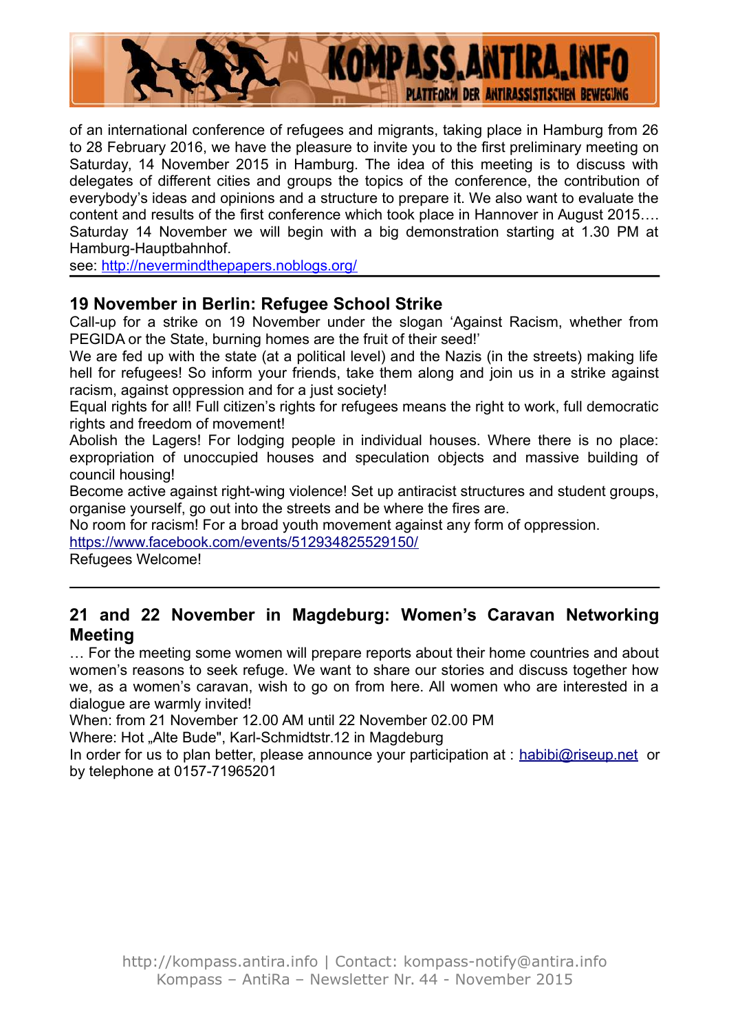of an international conference of refugees and migrants, taking place in Hamburg from 26 to 28 February 2016, we have the pleasure to invite you to the first preliminary meeting on Saturday, 14 November 2015 in Hamburg. The idea of this meeting is to discuss with delegates of different cities and groups the topics of the conference, the contribution of everybody's ideas and opinions and a structure to prepare it. We also want to evaluate the content and results of the first conference which took place in Hannover in August 2015…. Saturday 14 November we will begin with a big demonstration starting at 1.30 PM at Hamburg-Hauptbahnhof.
see: http://nevermindthepapers.noblogs.org/

---

## 19 November in Berlin: Refugee School Strike

Call-up for a strike on 19 November under the slogan 'Against Racism, whether from PEGIDA or the State, burning homes are the fruit of their seed!'
We are fed up with the state (at a political level) and the Nazis (in the streets) making life hell for refugees! So inform your friends, take them along and join us in a strike against racism, against oppression and for a just society!
Equal rights for all! Full citizen's rights for refugees means the right to work, full democratic rights and freedom of movement!
Abolish the Lagers! For lodging people in individual houses. Where there is no place: expropriation of unoccupied houses and speculation objects and massive building of council housing!
Become active against right-wing violence! Set up antiracist structures and student groups, organise yourself, go out into the streets and be where the fires are.
No room for racism! For a broad youth movement against any form of oppression.
https://www.facebook.com/events/512934825529150/
Refugees Welcome!

---

## 21 and 22 November in Magdeburg: Women's Caravan Networking Meeting

… For the meeting some women will prepare reports about their home countries and about women's reasons to seek refuge. We want to share our stories and discuss together how we, as a women's caravan, wish to go on from here. All women who are interested in a dialogue are warmly invited!
When: from 21 November 12.00 AM until 22 November 02.00 PM
Where: Hot „Alte Bude", Karl-Schmidtstr.12 in Magdeburg
In order for us to plan better, please announce your participation at : habibi@riseup.net or by telephone at 0157-71965201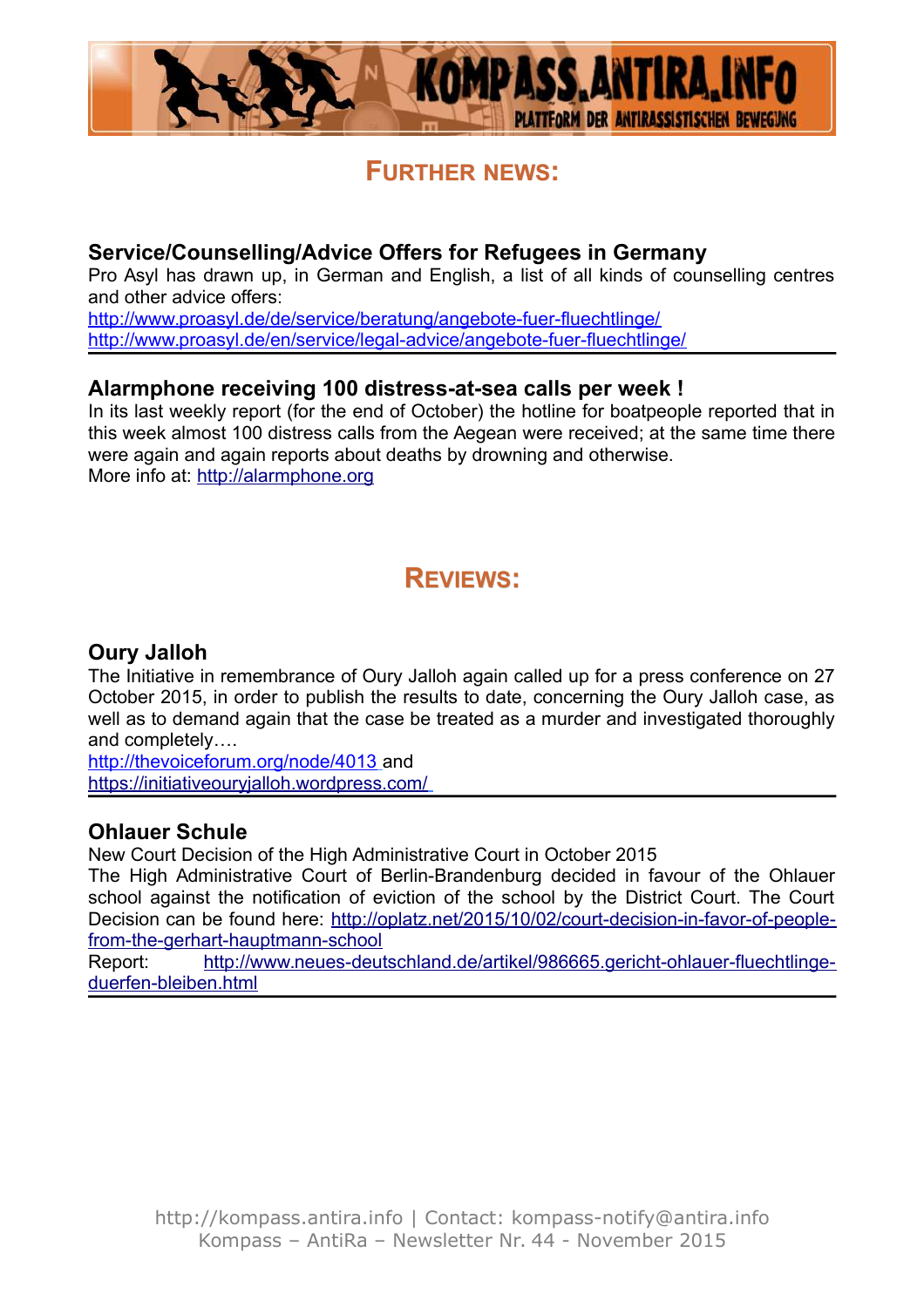## Further news:

### Service/Counselling/Advice Offers for Refugees in Germany

Pro Asyl has drawn up, in German and English, a list of all kinds of counselling centres and other advice offers:
http://www.proasyl.de/de/service/beratung/angebote-fuer-fluechtlinge/
http://www.proasyl.de/en/service/legal-advice/angebote-fuer-fluechtlinge/

### Alarmphone receiving 100 distress-at-sea calls per week !

In its last weekly report (for the end of October) the hotline for boatpeople reported that in this week almost 100 distress calls from the Aegean were received; at the same time there were again and again reports about deaths by drowning and otherwise.
More info at: http://alarmphone.org

## Reviews:

### Oury Jalloh

The Initiative in remembrance of Oury Jalloh again called up for a press conference on 27 October 2015, in order to publish the results to date, concerning the Oury Jalloh case, as well as to demand again that the case be treated as a murder and investigated thoroughly and completely….
http://thevoiceforum.org/node/4013 and
https://initiativeouryjalloh.wordpress.com/

### Ohlauer Schule

New Court Decision of the High Administrative Court in October 2015
The High Administrative Court of Berlin-Brandenburg decided in favour of the Ohlauer school against the notification of eviction of the school by the District Court. The Court Decision can be found here: http://oplatz.net/2015/10/02/court-decision-in-favor-of-people-from-the-gerhart-hauptmann-school
Report: http://www.neues-deutschland.de/artikel/986665.gericht-ohlauer-fluechtlinge-duerfen-bleiben.html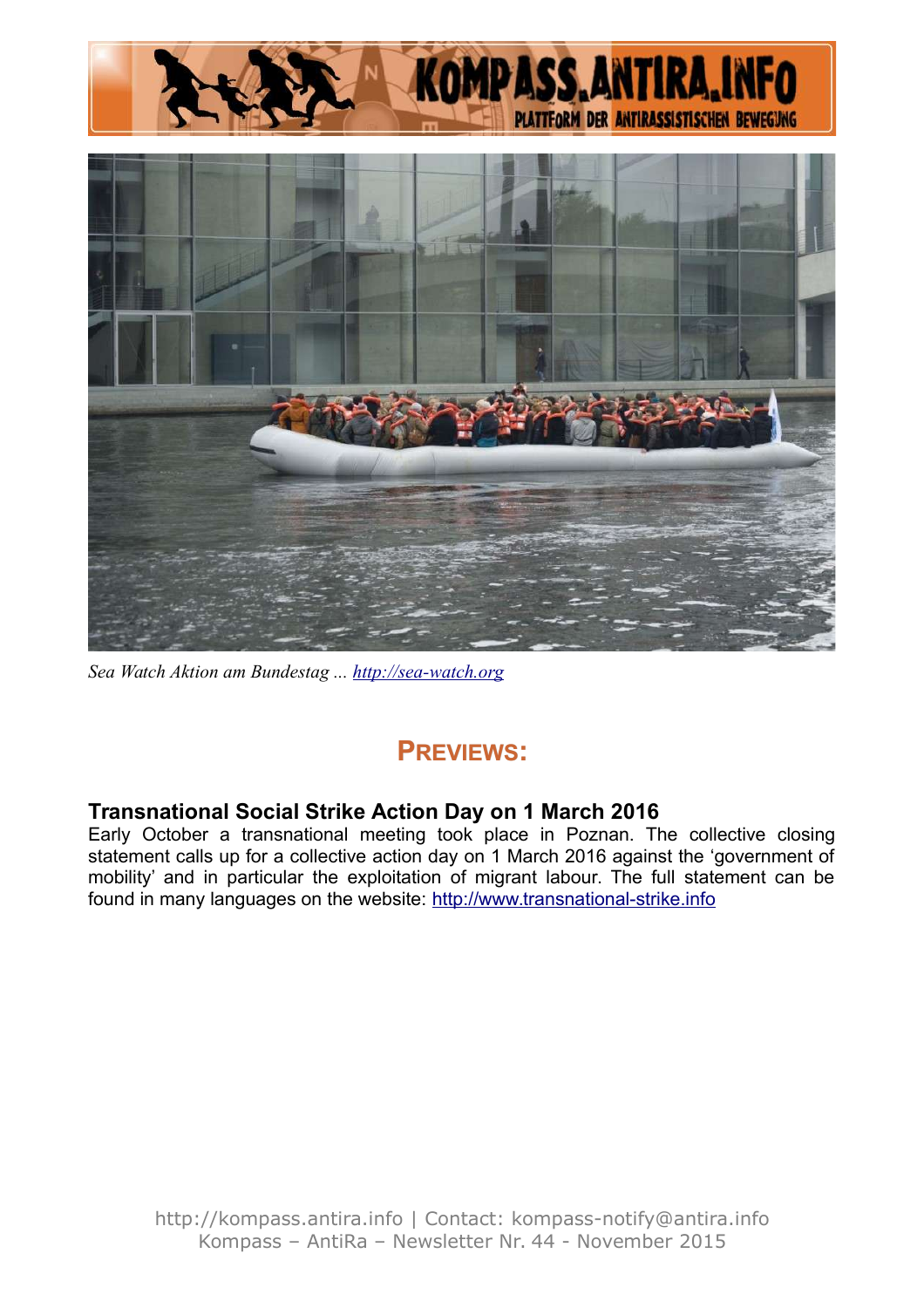*Sea Watch Aktion am Bundestag ... http://sea-watch.org*

## PREVIEWS:

### Transnational Social Strike Action Day on 1 March 2016

Early October a transnational meeting took place in Poznan. The collective closing statement calls up for a collective action day on 1 March 2016 against the 'government of mobility' and in particular the exploitation of migrant labour. The full statement can be found in many languages on the website: http://www.transnational-strike.info